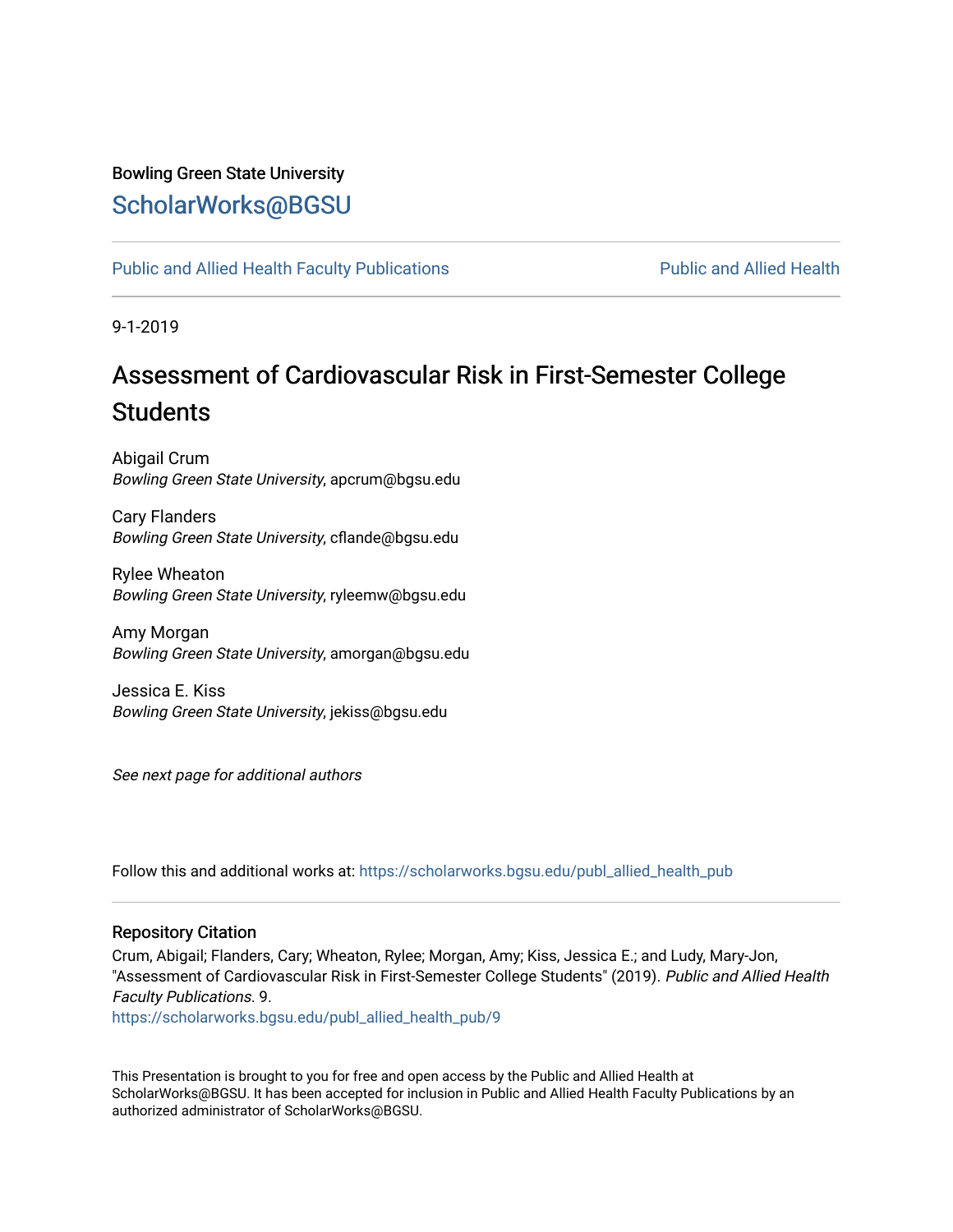Bowling Green State University

# ScholarWorks@BGSU

Public and Allied Health Faculty Publications | Public and Allied Health

9-1-2019

## Assessment of Cardiovascular Risk in First-Semester College Students

Abigail Crum
*Bowling Green State University*, apcrum@bgsu.edu

Cary Flanders
*Bowling Green State University*, cflande@bgsu.edu

Rylee Wheaton
*Bowling Green State University*, ryleemw@bgsu.edu

Amy Morgan
*Bowling Green State University*, amorgan@bgsu.edu

Jessica E. Kiss
*Bowling Green State University*, jekiss@bgsu.edu

*See next page for additional authors*

Follow this and additional works at: https://scholarworks.bgsu.edu/publ_allied_health_pub

### Repository Citation

Crum, Abigail; Flanders, Cary; Wheaton, Rylee; Morgan, Amy; Kiss, Jessica E.; and Ludy, Mary-Jon, "Assessment of Cardiovascular Risk in First-Semester College Students" (2019). *Public and Allied Health Faculty Publications*. 9.
https://scholarworks.bgsu.edu/publ_allied_health_pub/9

This Presentation is brought to you for free and open access by the Public and Allied Health at ScholarWorks@BGSU. It has been accepted for inclusion in Public and Allied Health Faculty Publications by an authorized administrator of ScholarWorks@BGSU.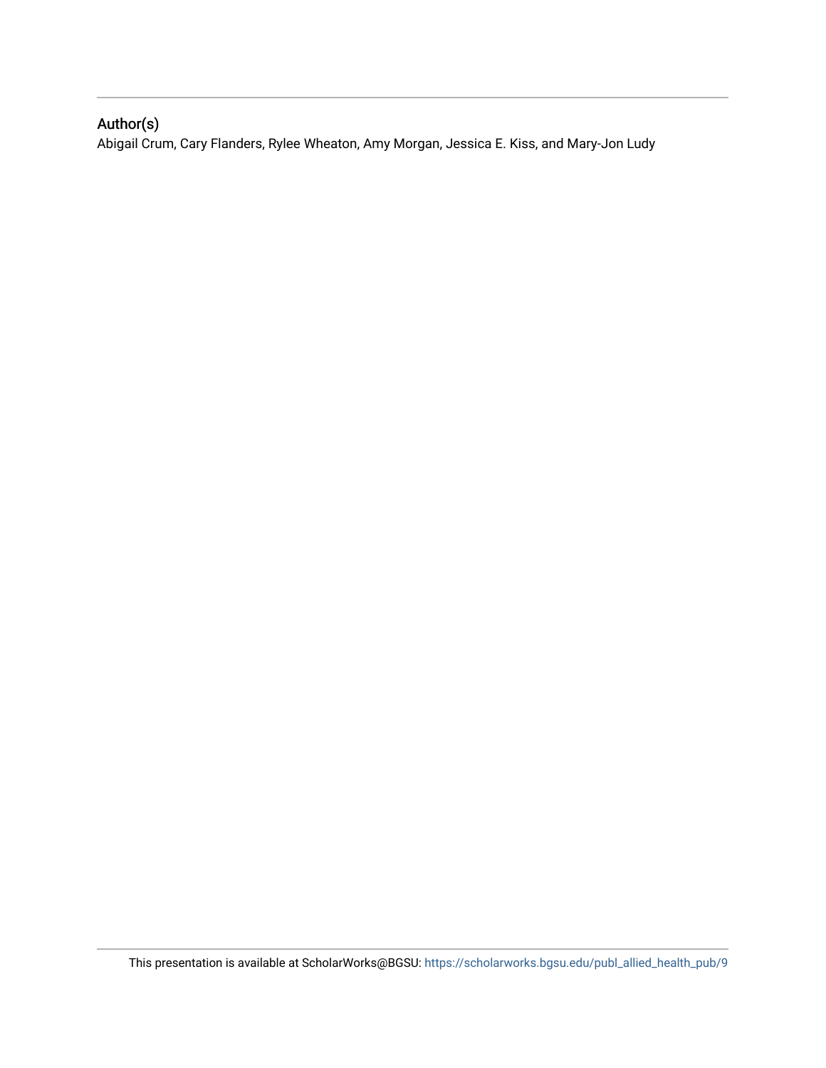## Author(s)

Abigail Crum, Cary Flanders, Rylee Wheaton, Amy Morgan, Jessica E. Kiss, and Mary-Jon Ludy

This presentation is available at ScholarWorks@BGSU: https://scholarworks.bgsu.edu/publ_allied_health_pub/9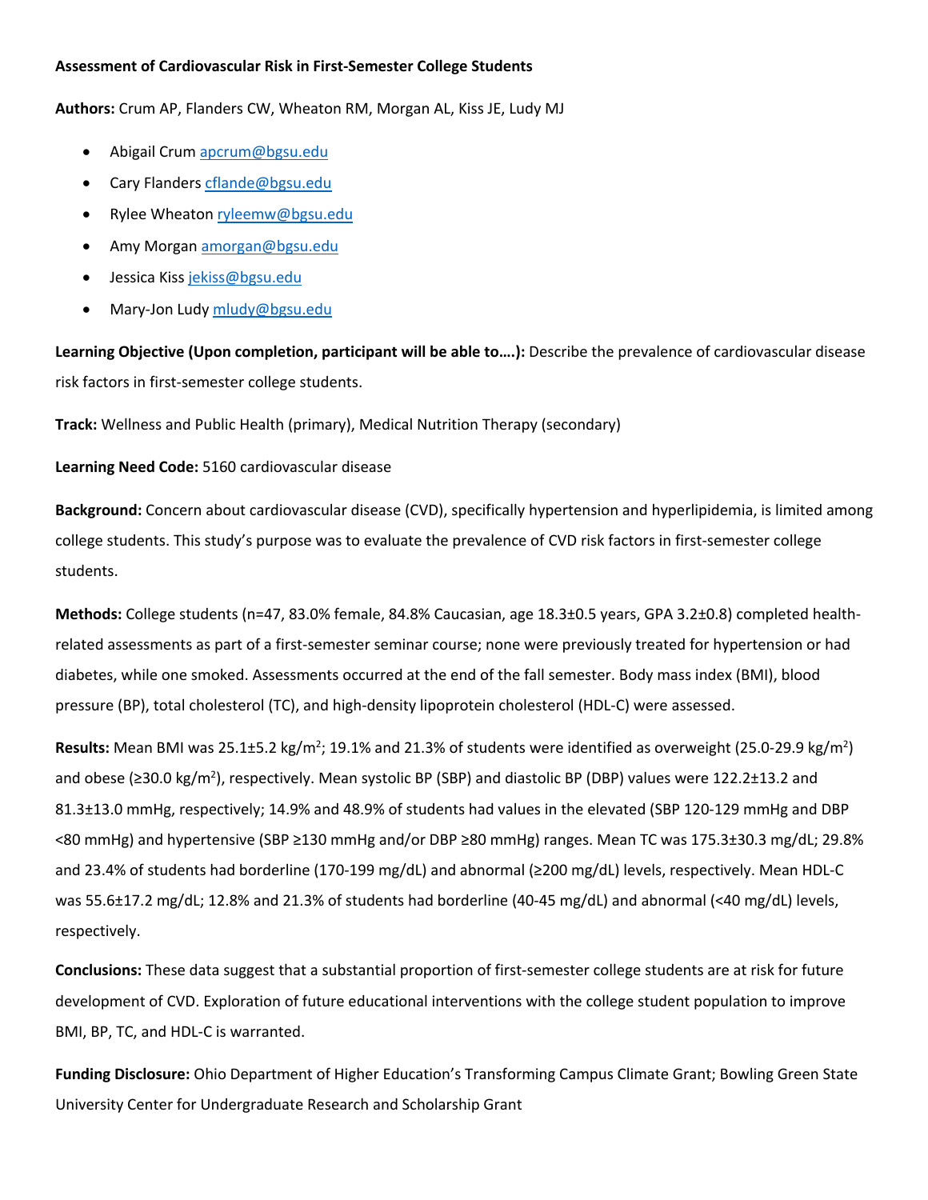**Assessment of Cardiovascular Risk in First-Semester College Students**

**Authors:** Crum AP, Flanders CW, Wheaton RM, Morgan AL, Kiss JE, Ludy MJ

- Abigail Crum apcrum@bgsu.edu
- Cary Flanders cflande@bgsu.edu
- Rylee Wheaton ryleemw@bgsu.edu
- Amy Morgan amorgan@bgsu.edu
- Jessica Kiss jekiss@bgsu.edu
- Mary-Jon Ludy mludy@bgsu.edu

**Learning Objective (Upon completion, participant will be able to….):** Describe the prevalence of cardiovascular disease risk factors in first-semester college students.

**Track:** Wellness and Public Health (primary), Medical Nutrition Therapy (secondary)

**Learning Need Code:** 5160 cardiovascular disease

**Background:** Concern about cardiovascular disease (CVD), specifically hypertension and hyperlipidemia, is limited among college students. This study's purpose was to evaluate the prevalence of CVD risk factors in first-semester college students.

**Methods:** College students (n=47, 83.0% female, 84.8% Caucasian, age 18.3±0.5 years, GPA 3.2±0.8) completed health-related assessments as part of a first-semester seminar course; none were previously treated for hypertension or had diabetes, while one smoked. Assessments occurred at the end of the fall semester. Body mass index (BMI), blood pressure (BP), total cholesterol (TC), and high-density lipoprotein cholesterol (HDL-C) were assessed.

**Results:** Mean BMI was 25.1±5.2 kg/m$^2$; 19.1% and 21.3% of students were identified as overweight (25.0-29.9 kg/m$^2$) and obese (≥30.0 kg/m$^2$), respectively. Mean systolic BP (SBP) and diastolic BP (DBP) values were 122.2±13.2 and 81.3±13.0 mmHg, respectively; 14.9% and 48.9% of students had values in the elevated (SBP 120-129 mmHg and DBP <80 mmHg) and hypertensive (SBP ≥130 mmHg and/or DBP ≥80 mmHg) ranges. Mean TC was 175.3±30.3 mg/dL; 29.8% and 23.4% of students had borderline (170-199 mg/dL) and abnormal (≥200 mg/dL) levels, respectively. Mean HDL-C was 55.6±17.2 mg/dL; 12.8% and 21.3% of students had borderline (40-45 mg/dL) and abnormal (<40 mg/dL) levels, respectively.

**Conclusions:** These data suggest that a substantial proportion of first-semester college students are at risk for future development of CVD. Exploration of future educational interventions with the college student population to improve BMI, BP, TC, and HDL-C is warranted.

**Funding Disclosure:** Ohio Department of Higher Education's Transforming Campus Climate Grant; Bowling Green State University Center for Undergraduate Research and Scholarship Grant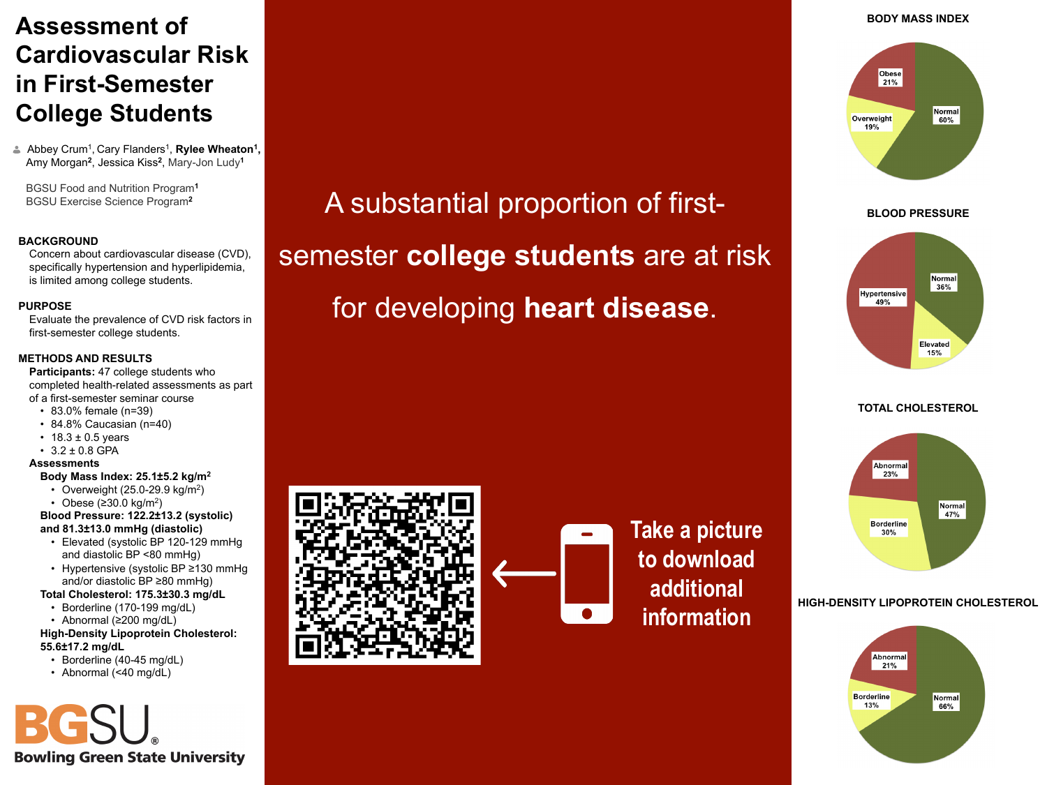# Assessment of Cardiovascular Risk in First-Semester College Students

Abbey Crum[1], Cary Flanders[1], **Rylee Wheaton[1]**, Amy Morgan[2], Jessica Kiss[2], Mary-Jon Ludy[1]

BGSU Food and Nutrition Program[1]
BGSU Exercise Science Program[2]

## BACKGROUND

Concern about cardiovascular disease (CVD), specifically hypertension and hyperlipidemia, is limited among college students.

## PURPOSE

Evaluate the prevalence of CVD risk factors in first-semester college students.

## METHODS AND RESULTS

**Participants:** 47 college students who completed health-related assessments as part of a first-semester seminar course

- 83.0% female (n=39)
- 84.8% Caucasian (n=40)
- 18.3 ± 0.5 years
- 3.2 ± 0.8 GPA

**Assessments**

**Body Mass Index: 25.1±5.2 kg/m²**

- Overweight (25.0-29.9 kg/m²)
- Obese (≥30.0 kg/m²)

**Blood Pressure: 122.2±13.2 (systolic) and 81.3±13.0 mmHg (diastolic)**

- Elevated (systolic BP 120-129 mmHg and diastolic BP <80 mmHg)
- Hypertension (systolic BP ≥130 mmHg and/or diastolic BP ≥80 mmHg)

**Total Cholesterol: 175.3±30.3 mg/dL**

- Borderline (170-199 mg/dL)
- Abnormal (≥200 mg/dL)

**High-Density Lipoprotein Cholesterol: 55.6±17.2 mg/dL**

- Borderline (40-45 mg/dL)
- Abnormal (<40 mg/dL)

BGSU Bowling Green State University

A substantial proportion of first-semester **college students** are at risk for developing **heart disease**.

Take a picture to download additional information

BODY MASS INDEX

Obese 21%
Overweight 19%
Normal 60%

BLOOD PRESSURE

Hypertensive 49%
Normal 36%
Elevated 15%

TOTAL CHOLESTEROL

Abnormal 23%
Borderline 30%
Normal 47%

HIGH-DENSITY LIPOPROTEIN CHOLESTEROL

Abnormal 21%
Borderline 13%
Normal 66%